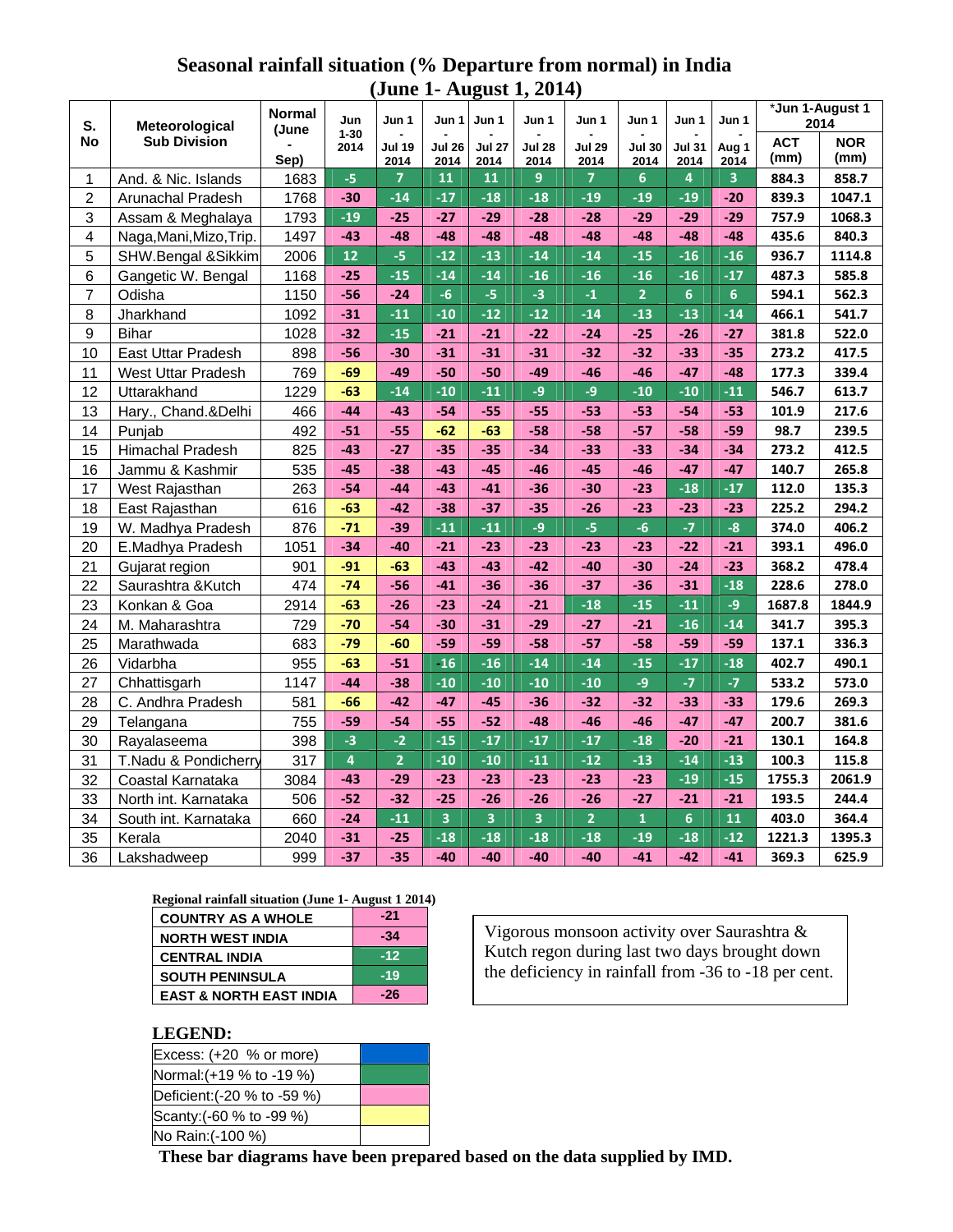# Seasonal rainfall situation (% Departure from normal) in India (June 1- August 1, 2014)

| S. No | Meteorological Sub Division | Normal (June - Sep) | Jun 1-30 2014 | Jun 1 - Jul 19 2014 | Jun 1 - Jul 26 2014 | Jun 1 - Jul 27 2014 | Jun 1 - Jul 28 2014 | Jun 1 - Jul 29 2014 | Jun 1 - Jul 30 2014 | Jun 1 - Jul 31 2014 | Jun 1 - Aug 1 2014 | *Jun 1-August 1 2014 | |
|---|---|---|---|---|---|---|---|---|---|---|---|---|---|
| | | | | | | | | | | | | ACT (mm) | NOR (mm) |
| 1 | And. & Nic. Islands | 1683 | -5 | 7 | 11 | 11 | 9 | 7 | 6 | 4 | 3 | 884.3 | 858.7 |
| 2 | Arunachal Pradesh | 1768 | -30 | -14 | -17 | -18 | -18 | -19 | -19 | -19 | -20 | 839.3 | 1047.1 |
| 3 | Assam & Meghalaya | 1793 | -19 | -25 | -27 | -29 | -28 | -28 | -29 | -29 | -29 | 757.9 | 1068.3 |
| 4 | Naga,Mani,Mizo,Trip. | 1497 | -43 | -48 | -48 | -48 | -48 | -48 | -48 | -48 | -48 | 435.6 | 840.3 |
| 5 | SHW.Bengal &Sikkim | 2006 | 12 | -5 | -12 | -13 | -14 | -14 | -15 | -16 | -16 | 936.7 | 1114.8 |
| 6 | Gangetic W. Bengal | 1168 | -25 | -15 | -14 | -14 | -16 | -16 | -16 | -16 | -17 | 487.3 | 585.8 |
| 7 | Odisha | 1150 | -56 | -24 | -6 | -5 | -3 | -1 | 2 | 6 | 6 | 594.1 | 562.3 |
| 8 | Jharkhand | 1092 | -31 | -11 | -10 | -12 | -12 | -14 | -13 | -13 | -14 | 466.1 | 541.7 |
| 9 | Bihar | 1028 | -32 | -15 | -21 | -21 | -22 | -24 | -25 | -26 | -27 | 381.8 | 522.0 |
| 10 | East Uttar Pradesh | 898 | -56 | -30 | -31 | -31 | -31 | -32 | -32 | -33 | -35 | 273.2 | 417.5 |
| 11 | West Uttar Pradesh | 769 | -69 | -49 | -50 | -50 | -49 | -46 | -46 | -47 | -48 | 177.3 | 339.4 |
| 12 | Uttarakhand | 1229 | -63 | -14 | -10 | -11 | -9 | -9 | -10 | -10 | -11 | 546.7 | 613.7 |
| 13 | Hary., Chand.&Delhi | 466 | -44 | -43 | -54 | -55 | -55 | -53 | -53 | -54 | -53 | 101.9 | 217.6 |
| 14 | Punjab | 492 | -51 | -55 | -62 | -63 | -58 | -58 | -57 | -58 | -59 | 98.7 | 239.5 |
| 15 | Himachal Pradesh | 825 | -43 | -27 | -35 | -35 | -34 | -33 | -33 | -34 | -34 | 273.2 | 412.5 |
| 16 | Jammu & Kashmir | 535 | -45 | -38 | -43 | -45 | -46 | -45 | -46 | -47 | -47 | 140.7 | 265.8 |
| 17 | West Rajasthan | 263 | -54 | -44 | -43 | -41 | -36 | -30 | -23 | -18 | -17 | 112.0 | 135.3 |
| 18 | East Rajasthan | 616 | -63 | -42 | -38 | -37 | -35 | -26 | -23 | -23 | -23 | 225.2 | 294.2 |
| 19 | W. Madhya Pradesh | 876 | -71 | -39 | -11 | -11 | -9 | -5 | -6 | -7 | -8 | 374.0 | 406.2 |
| 20 | E.Madhya Pradesh | 1051 | -34 | -40 | -21 | -23 | -23 | -23 | -23 | -22 | -21 | 393.1 | 496.0 |
| 21 | Gujarat region | 901 | -91 | -63 | -43 | -43 | -42 | -40 | -30 | -24 | -23 | 368.2 | 478.4 |
| 22 | Saurashtra &Kutch | 474 | -74 | -56 | -41 | -36 | -36 | -37 | -36 | -31 | -18 | 228.6 | 278.0 |
| 23 | Konkan & Goa | 2914 | -63 | -26 | -23 | -24 | -21 | -18 | -15 | -11 | -9 | 1687.8 | 1844.9 |
| 24 | M. Maharashtra | 729 | -70 | -54 | -30 | -31 | -29 | -27 | -21 | -16 | -14 | 341.7 | 395.3 |
| 25 | Marathwada | 683 | -79 | -60 | -59 | -59 | -58 | -57 | -58 | -59 | -59 | 137.1 | 336.3 |
| 26 | Vidarbha | 955 | -63 | -51 | -16 | -16 | -14 | -14 | -15 | -17 | -18 | 402.7 | 490.1 |
| 27 | Chhattisgarh | 1147 | -44 | -38 | -10 | -10 | -10 | -10 | -9 | -7 | -7 | 533.2 | 573.0 |
| 28 | C. Andhra Pradesh | 581 | -66 | -42 | -47 | -45 | -36 | -32 | -32 | -33 | -33 | 179.6 | 269.3 |
| 29 | Telangana | 755 | -59 | -54 | -55 | -52 | -48 | -46 | -46 | -47 | -47 | 200.7 | 381.6 |
| 30 | Rayalaseema | 398 | -3 | -2 | -15 | -17 | -17 | -17 | -18 | -20 | -21 | 130.1 | 164.8 |
| 31 | T.Nadu & Pondicherry | 317 | 4 | 2 | -10 | -10 | -11 | -12 | -13 | -14 | -13 | 100.3 | 115.8 |
| 32 | Coastal Karnataka | 3084 | -43 | -29 | -23 | -23 | -23 | -23 | -23 | -19 | -15 | 1755.3 | 2061.9 |
| 33 | North int. Karnataka | 506 | -52 | -32 | -25 | -26 | -26 | -26 | -27 | -21 | -21 | 193.5 | 244.4 |
| 34 | South int. Karnataka | 660 | -24 | -11 | 3 | 3 | 3 | 2 | 1 | 6 | 11 | 403.0 | 364.4 |
| 35 | Kerala | 2040 | -31 | -25 | -18 | -18 | -18 | -18 | -19 | -18 | -12 | 1221.3 | 1395.3 |
| 36 | Lakshadweep | 999 | -37 | -35 | -40 | -40 | -40 | -40 | -41 | -42 | -41 | 369.3 | 625.9 |

**Regional rainfall situation (June 1- August 1 2014)**

| Region | % Departure |
|---|---|
| COUNTRY AS A WHOLE | -21 |
| NORTH WEST INDIA | -34 |
| CENTRAL INDIA | -12 |
| SOUTH PENINSULA | -19 |
| EAST & NORTH EAST INDIA | -26 |

Vigorous monsoon activity over Saurashtra & Kutch regon during last two days brought down the deficiency in rainfall from -36 to -18 per cent.

## LEGEND:

| Category | Colour |
|---|---|
| Excess: (+20 % or more) | Blue |
| Normal:(+19 % to -19 %) | Green |
| Deficient:(-20 % to -59 %) | Pink |
| Scanty:(-60 % to -99 %) | Yellow |
| No Rain:(-100 %) | White |

**These bar diagrams have been prepared based on the data supplied by IMD.**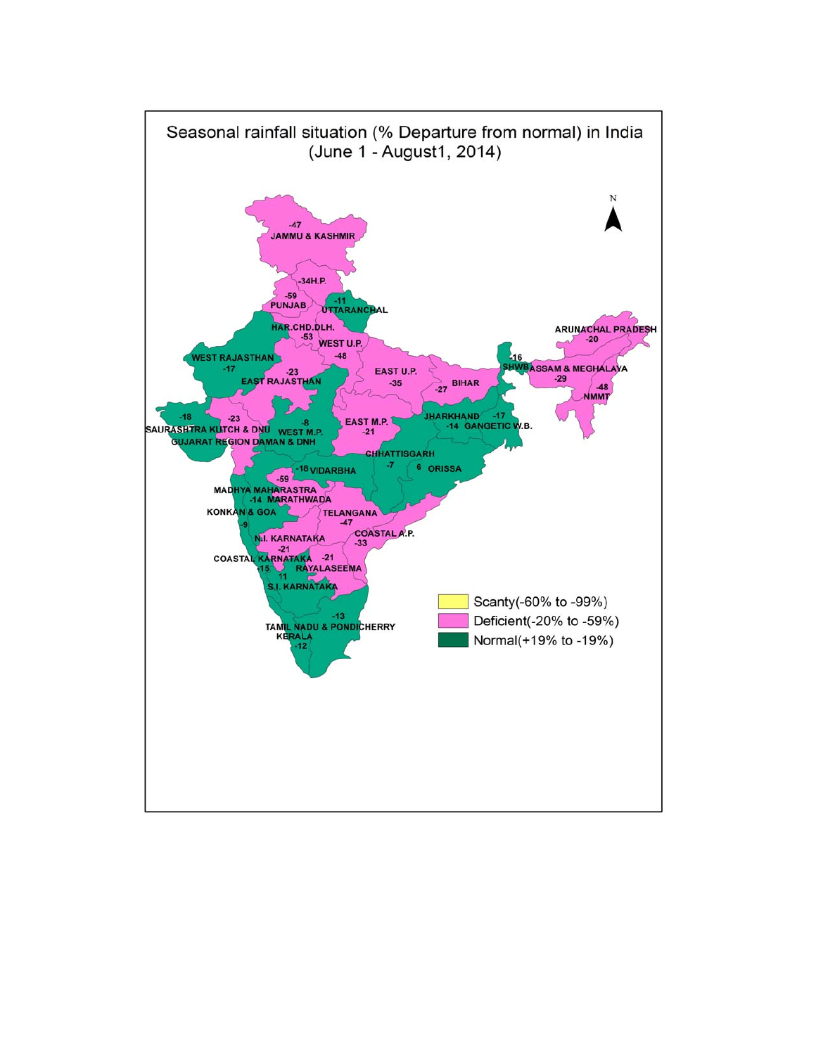Seasonal rainfall situation (% Departure from normal) in India
(June 1 - August1, 2014)

N

-47
JAMMU & KASHMIR

-34H.P.

-59
PUNJAB

-11
UTTARANCHAL

HAR.CHD.DLH.
-53

WEST U.P.
-48

ARUNACHAL PRADESH
-20

WEST RAJASTHAN
-17

-23
EAST RAJASTHAN

EAST U.P.
-35

-27 BIHAR

-16
SHWB

ASSAM & MEGHALAYA
-29

-48
NMMT

-18
SAURASHTRA KUTCH & DNU

-23
GUJARAT REGION DAMAN & DNH

-8
WEST M.P.

EAST M.P.
-21

JHARKHAND -17
-14 GANGETIC W.B.

CHHATTISGARH
-7

6 ORISSA

-18 VIDARBHA

-59
MADHYA MAHARASTRA

-14 MARATHWADA

KONKAN & GOA
-9

TELANGANA
-47

COASTAL A.P.
-33

N.I. KARNATAKA
-21

COASTAL KARNATAKA
-15

-21
RAYALASEEMA

11
S.I. KARNATAKA

-13
TAMIL NADU & PONDICHERRY

KERALA
-12

Scanty(-60% to -99%)
Deficient(-20% to -59%)
Normal(+19% to -19%)